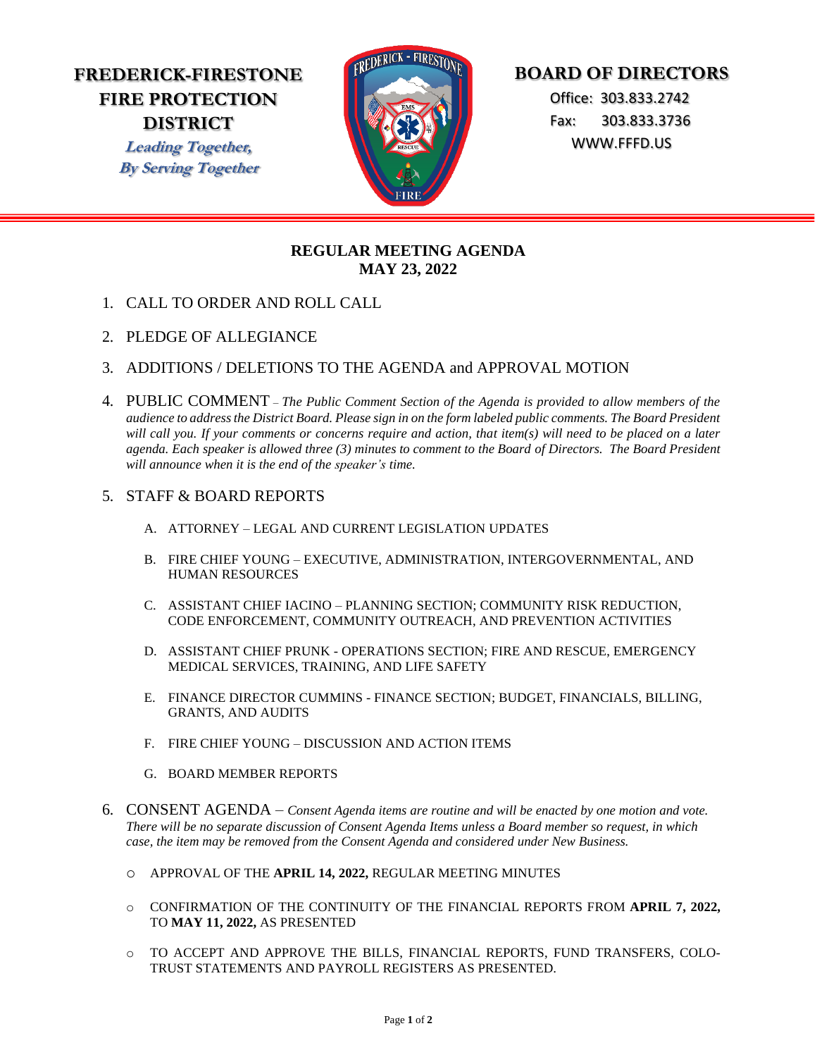**FREDERICK-FIRESTONE FIRE PROTECTION DISTRICT**

*Leading Together, By Serving Together*

**BOARD OF DIRECTORS**

Office: 303.833.2742

Fax: 303.833.3736

WWW.FFFD.US

# REGULAR MEETING AGENDA
## MAY 23, 2022

1. CALL TO ORDER AND ROLL CALL

2. PLEDGE OF ALLEGIANCE

3. ADDITIONS / DELETIONS TO THE AGENDA and APPROVAL MOTION

4. PUBLIC COMMENT – *The Public Comment Section of the Agenda is provided to allow members of the audience to address the District Board. Please sign in on the form labeled public comments. The Board President will call you. If your comments or concerns require and action, that item(s) will need to be placed on a later agenda. Each speaker is allowed three (3) minutes to comment to the Board of Directors. The Board President will announce when it is the end of the speaker's time.*

5. STAFF & BOARD REPORTS

   A. ATTORNEY – LEGAL AND CURRENT LEGISLATION UPDATES

   B. FIRE CHIEF YOUNG – EXECUTIVE, ADMINISTRATION, INTERGOVERNMENTAL, AND HUMAN RESOURCES

   C. ASSISTANT CHIEF IACINO – PLANNING SECTION; COMMUNITY RISK REDUCTION, CODE ENFORCEMENT, COMMUNITY OUTREACH, AND PREVENTION ACTIVITIES

   D. ASSISTANT CHIEF PRUNK - OPERATIONS SECTION; FIRE AND RESCUE, EMERGENCY MEDICAL SERVICES, TRAINING, AND LIFE SAFETY

   E. FINANCE DIRECTOR CUMMINS - FINANCE SECTION; BUDGET, FINANCIALS, BILLING, GRANTS, AND AUDITS

   F. FIRE CHIEF YOUNG – DISCUSSION AND ACTION ITEMS

   G. BOARD MEMBER REPORTS

6. CONSENT AGENDA – *Consent Agenda items are routine and will be enacted by one motion and vote. There will be no separate discussion of Consent Agenda Items unless a Board member so request, in which case, the item may be removed from the Consent Agenda and considered under New Business.*

   - APPROVAL OF THE **APRIL 14, 2022,** REGULAR MEETING MINUTES

   - CONFIRMATION OF THE CONTINUITY OF THE FINANCIAL REPORTS FROM **APRIL 7, 2022,** TO **MAY 11, 2022,** AS PRESENTED

   - TO ACCEPT AND APPROVE THE BILLS, FINANCIAL REPORTS, FUND TRANSFERS, COLO-TRUST STATEMENTS AND PAYROLL REGISTERS AS PRESENTED.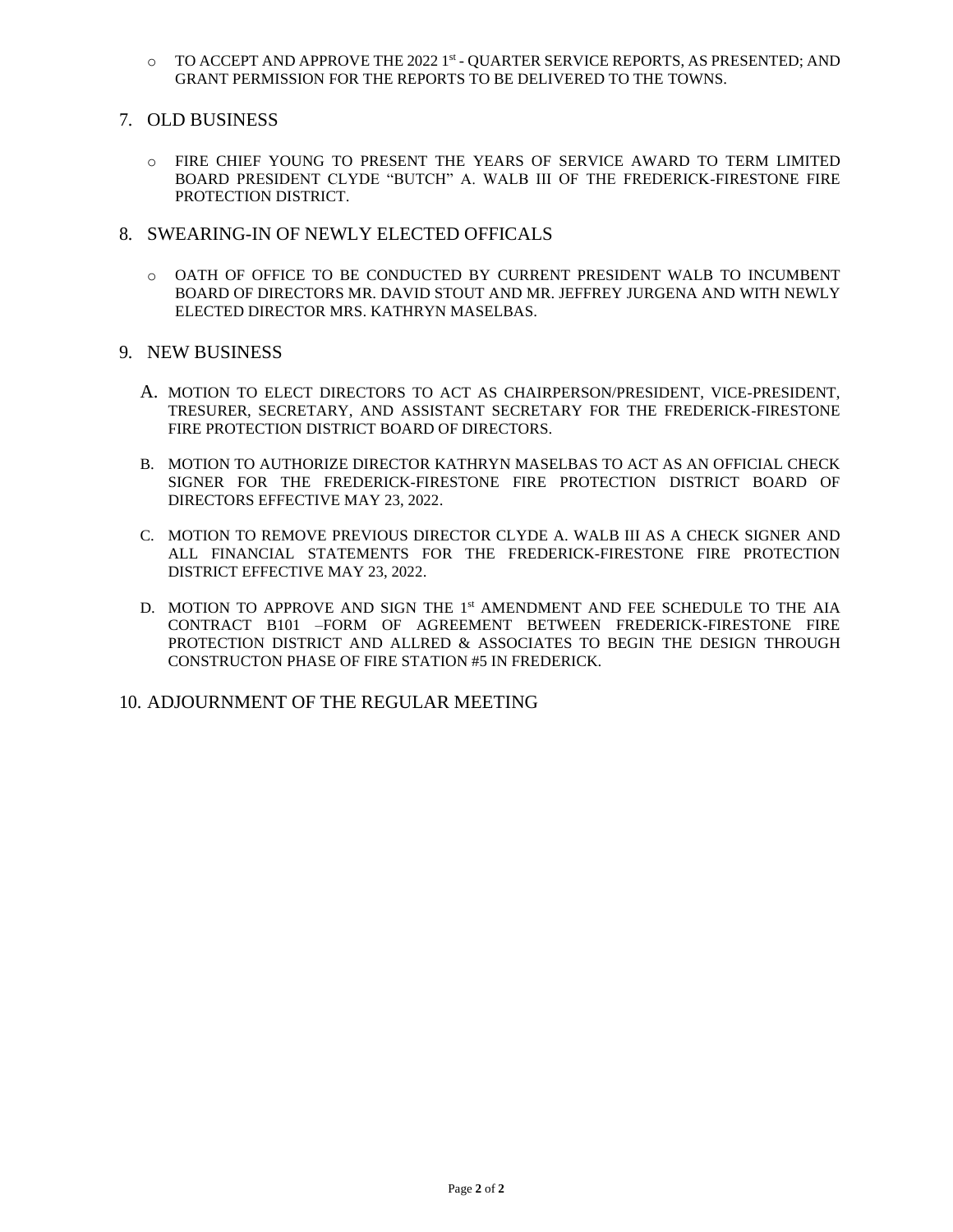- TO ACCEPT AND APPROVE THE 2022 1st - QUARTER SERVICE REPORTS, AS PRESENTED; AND GRANT PERMISSION FOR THE REPORTS TO BE DELIVERED TO THE TOWNS.

7. OLD BUSINESS

   - FIRE CHIEF YOUNG TO PRESENT THE YEARS OF SERVICE AWARD TO TERM LIMITED BOARD PRESIDENT CLYDE "BUTCH" A. WALB III OF THE FREDERICK-FIRESTONE FIRE PROTECTION DISTRICT.

8. SWEARING-IN OF NEWLY ELECTED OFFICALS

   - OATH OF OFFICE TO BE CONDUCTED BY CURRENT PRESIDENT WALB TO INCUMBENT BOARD OF DIRECTORS MR. DAVID STOUT AND MR. JEFFREY JURGENA AND WITH NEWLY ELECTED DIRECTOR MRS. KATHRYN MASELBAS.

9. NEW BUSINESS

   A. MOTION TO ELECT DIRECTORS TO ACT AS CHAIRPERSON/PRESIDENT, VICE-PRESIDENT, TRESURER, SECRETARY, AND ASSISTANT SECRETARY FOR THE FREDERICK-FIRESTONE FIRE PROTECTION DISTRICT BOARD OF DIRECTORS.

   B. MOTION TO AUTHORIZE DIRECTOR KATHRYN MASELBAS TO ACT AS AN OFFICIAL CHECK SIGNER FOR THE FREDERICK-FIRESTONE FIRE PROTECTION DISTRICT BOARD OF DIRECTORS EFFECTIVE MAY 23, 2022.

   C. MOTION TO REMOVE PREVIOUS DIRECTOR CLYDE A. WALB III AS A CHECK SIGNER AND ALL FINANCIAL STATEMENTS FOR THE FREDERICK-FIRESTONE FIRE PROTECTION DISTRICT EFFECTIVE MAY 23, 2022.

   D. MOTION TO APPROVE AND SIGN THE 1st AMENDMENT AND FEE SCHEDULE TO THE AIA CONTRACT B101 –FORM OF AGREEMENT BETWEEN FREDERICK-FIRESTONE FIRE PROTECTION DISTRICT AND ALLRED & ASSOCIATES TO BEGIN THE DESIGN THROUGH CONSTRUCTON PHASE OF FIRE STATION #5 IN FREDERICK.

10. ADJOURNMENT OF THE REGULAR MEETING